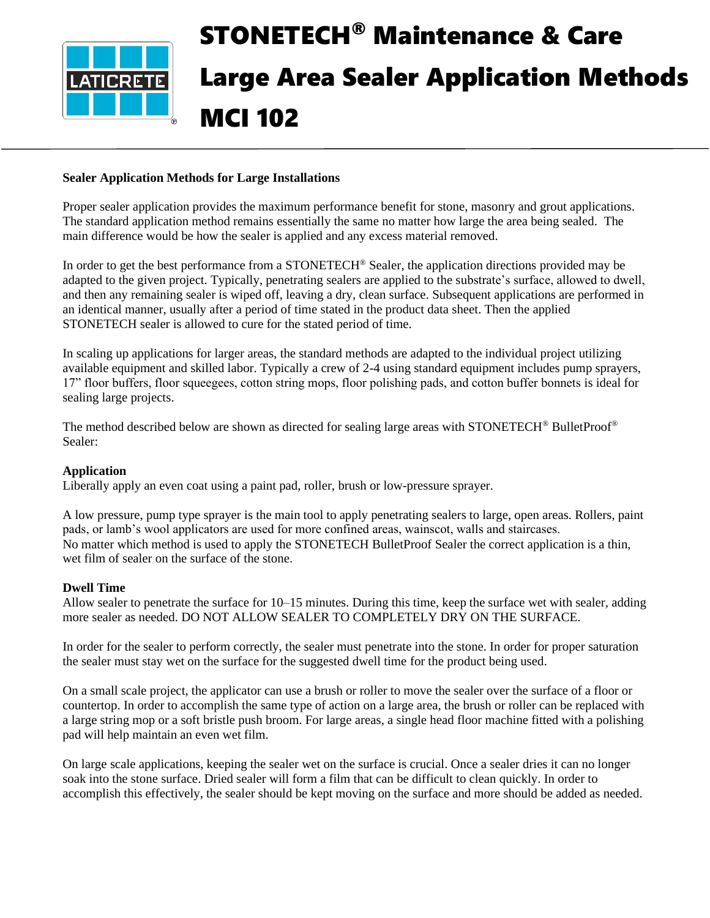# STONETECH® Maintenance & Care

# Large Area Sealer Application Methods

# MCI 102

**Sealer Application Methods for Large Installations**

Proper sealer application provides the maximum performance benefit for stone, masonry and grout applications. The standard application method remains essentially the same no matter how large the area being sealed. The main difference would be how the sealer is applied and any excess material removed.

In order to get the best performance from a STONETECH® Sealer, the application directions provided may be adapted to the given project. Typically, penetrating sealers are applied to the substrate's surface, allowed to dwell, and then any remaining sealer is wiped off, leaving a dry, clean surface. Subsequent applications are performed in an identical manner, usually after a period of time stated in the product data sheet. Then the applied STONETECH sealer is allowed to cure for the stated period of time.

In scaling up applications for larger areas, the standard methods are adapted to the individual project utilizing available equipment and skilled labor. Typically a crew of 2-4 using standard equipment includes pump sprayers, 17" floor buffers, floor squeegees, cotton string mops, floor polishing pads, and cotton buffer bonnets is ideal for sealing large projects.

The method described below are shown as directed for sealing large areas with STONETECH® BulletProof® Sealer:

**Application**

Liberally apply an even coat using a paint pad, roller, brush or low-pressure sprayer.

A low pressure, pump type sprayer is the main tool to apply penetrating sealers to large, open areas. Rollers, paint pads, or lamb's wool applicators are used for more confined areas, wainscot, walls and staircases.
No matter which method is used to apply the STONETECH BulletProof Sealer the correct application is a thin, wet film of sealer on the surface of the stone.

**Dwell Time**

Allow sealer to penetrate the surface for 10–15 minutes. During this time, keep the surface wet with sealer, adding more sealer as needed. DO NOT ALLOW SEALER TO COMPLETELY DRY ON THE SURFACE.

In order for the sealer to perform correctly, the sealer must penetrate into the stone. In order for proper saturation the sealer must stay wet on the surface for the suggested dwell time for the product being used.

On a small scale project, the applicator can use a brush or roller to move the sealer over the surface of a floor or countertop. In order to accomplish the same type of action on a large area, the brush or roller can be replaced with a large string mop or a soft bristle push broom. For large areas, a single head floor machine fitted with a polishing pad will help maintain an even wet film.

On large scale applications, keeping the sealer wet on the surface is crucial. Once a sealer dries it can no longer soak into the stone surface. Dried sealer will form a film that can be difficult to clean quickly. In order to accomplish this effectively, the sealer should be kept moving on the surface and more should be added as needed.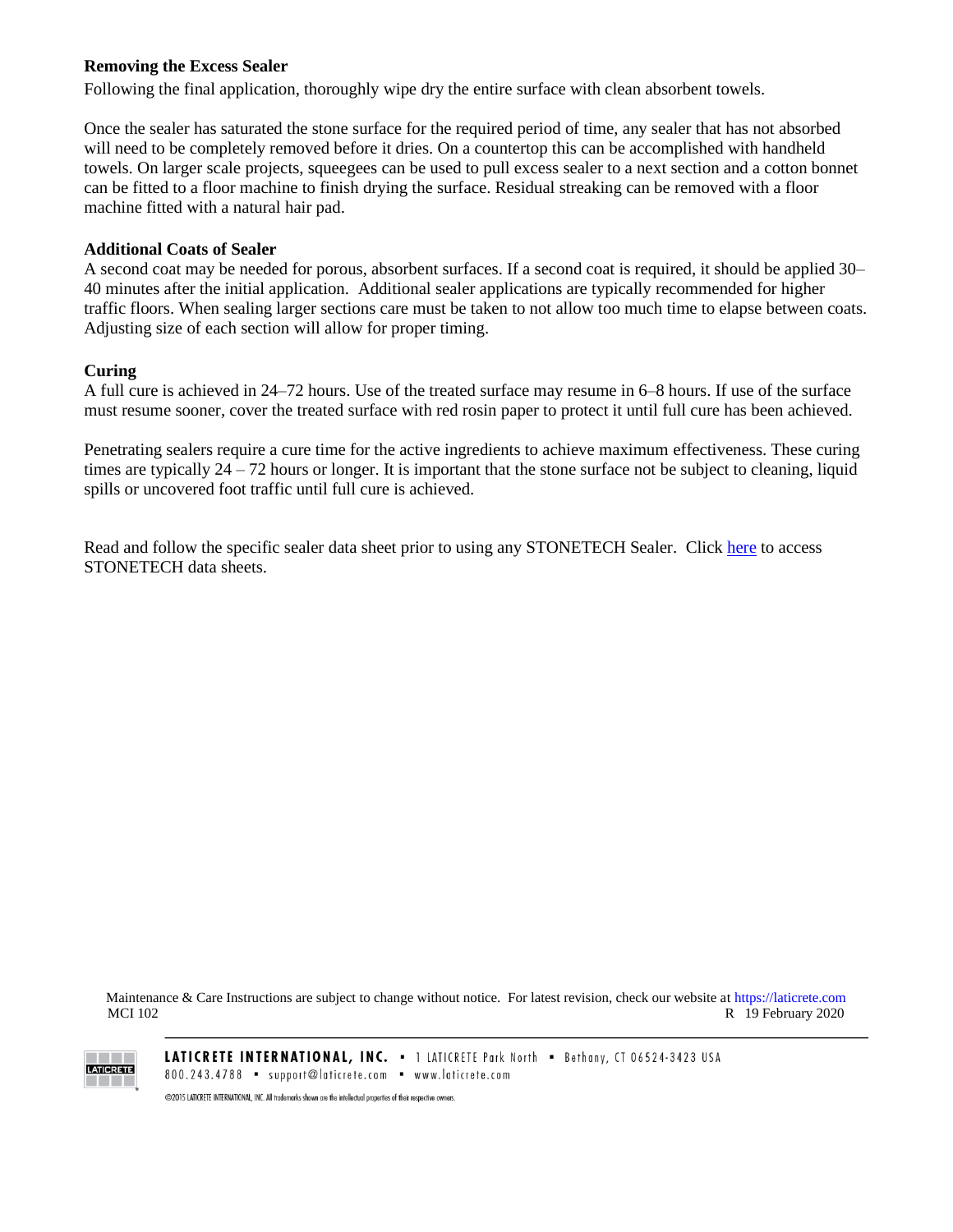### Removing the Excess Sealer

Following the final application, thoroughly wipe dry the entire surface with clean absorbent towels.

Once the sealer has saturated the stone surface for the required period of time, any sealer that has not absorbed will need to be completely removed before it dries. On a countertop this can be accomplished with handheld towels. On larger scale projects, squeegees can be used to pull excess sealer to a next section and a cotton bonnet can be fitted to a floor machine to finish drying the surface. Residual streaking can be removed with a floor machine fitted with a natural hair pad.

### Additional Coats of Sealer

A second coat may be needed for porous, absorbent surfaces. If a second coat is required, it should be applied 30–40 minutes after the initial application. Additional sealer applications are typically recommended for higher traffic floors. When sealing larger sections care must be taken to not allow too much time to elapse between coats. Adjusting size of each section will allow for proper timing.

### Curing

A full cure is achieved in 24–72 hours. Use of the treated surface may resume in 6–8 hours. If use of the surface must resume sooner, cover the treated surface with red rosin paper to protect it until full cure has been achieved.

Penetrating sealers require a cure time for the active ingredients to achieve maximum effectiveness. These curing times are typically 24 – 72 hours or longer. It is important that the stone surface not be subject to cleaning, liquid spills or uncovered foot traffic until full cure is achieved.

Read and follow the specific sealer data sheet prior to using any STONETECH Sealer. Click here to access STONETECH data sheets.

Maintenance & Care Instructions are subject to change without notice. For latest revision, check our website at https://laticrete.com
MCI 102 R 19 February 2020

**LATICRETE INTERNATIONAL, INC.** ▪ 1 LATICRETE Park North ▪ Bethany, CT 06524-3423 USA
800.243.4788 ▪ support@laticrete.com ▪ www.laticrete.com

©2015 LATICRETE INTERNATIONAL, INC. All trademarks shown are the intellectual properties of their respective owners.